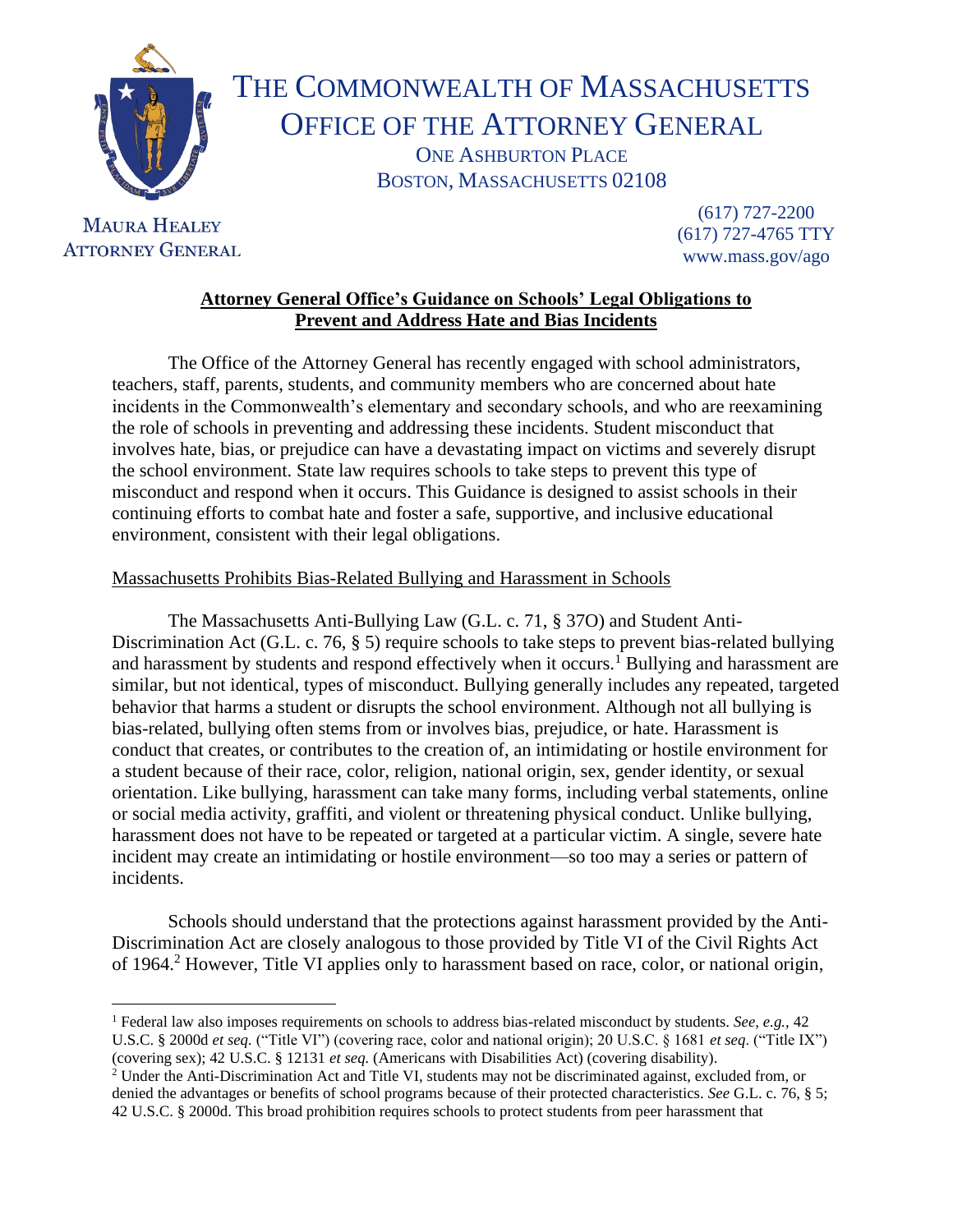# THE COMMONWEALTH OF MASSACHUSETTS
# OFFICE OF THE ATTORNEY GENERAL

ONE ASHBURTON PLACE
BOSTON, MASSACHUSETTS 02108

MAURA HEALEY
ATTORNEY GENERAL

(617) 727-2200
(617) 727-4765 TTY
www.mass.gov/ago

## Attorney General Office's Guidance on Schools' Legal Obligations to Prevent and Address Hate and Bias Incidents

The Office of the Attorney General has recently engaged with school administrators, teachers, staff, parents, students, and community members who are concerned about hate incidents in the Commonwealth's elementary and secondary schools, and who are reexamining the role of schools in preventing and addressing these incidents. Student misconduct that involves hate, bias, or prejudice can have a devastating impact on victims and severely disrupt the school environment. State law requires schools to take steps to prevent this type of misconduct and respond when it occurs. This Guidance is designed to assist schools in their continuing efforts to combat hate and foster a safe, supportive, and inclusive educational environment, consistent with their legal obligations.

### Massachusetts Prohibits Bias-Related Bullying and Harassment in Schools

The Massachusetts Anti-Bullying Law (G.L. c. 71, § 37O) and Student Anti-Discrimination Act (G.L. c. 76, § 5) require schools to take steps to prevent bias-related bullying and harassment by students and respond effectively when it occurs.[1] Bullying and harassment are similar, but not identical, types of misconduct. Bullying generally includes any repeated, targeted behavior that harms a student or disrupts the school environment. Although not all bullying is bias-related, bullying often stems from or involves bias, prejudice, or hate. Harassment is conduct that creates, or contributes to the creation of, an intimidating or hostile environment for a student because of their race, color, religion, national origin, sex, gender identity, or sexual orientation. Like bullying, harassment can take many forms, including verbal statements, online or social media activity, graffiti, and violent or threatening physical conduct. Unlike bullying, harassment does not have to be repeated or targeted at a particular victim. A single, severe hate incident may create an intimidating or hostile environment—so too may a series or pattern of incidents.

Schools should understand that the protections against harassment provided by the Anti-Discrimination Act are closely analogous to those provided by Title VI of the Civil Rights Act of 1964.[2] However, Title VI applies only to harassment based on race, color, or national origin,

---

[1] Federal law also imposes requirements on schools to address bias-related misconduct by students. *See, e.g.,* 42 U.S.C. § 2000d *et seq.* ("Title VI") (covering race, color and national origin); 20 U.S.C. § 1681 *et seq*. ("Title IX") (covering sex); 42 U.S.C. § 12131 *et seq.* (Americans with Disabilities Act) (covering disability).

[2] Under the Anti-Discrimination Act and Title VI, students may not be discriminated against, excluded from, or denied the advantages or benefits of school programs because of their protected characteristics. *See* G.L. c. 76, § 5; 42 U.S.C. § 2000d. This broad prohibition requires schools to protect students from peer harassment that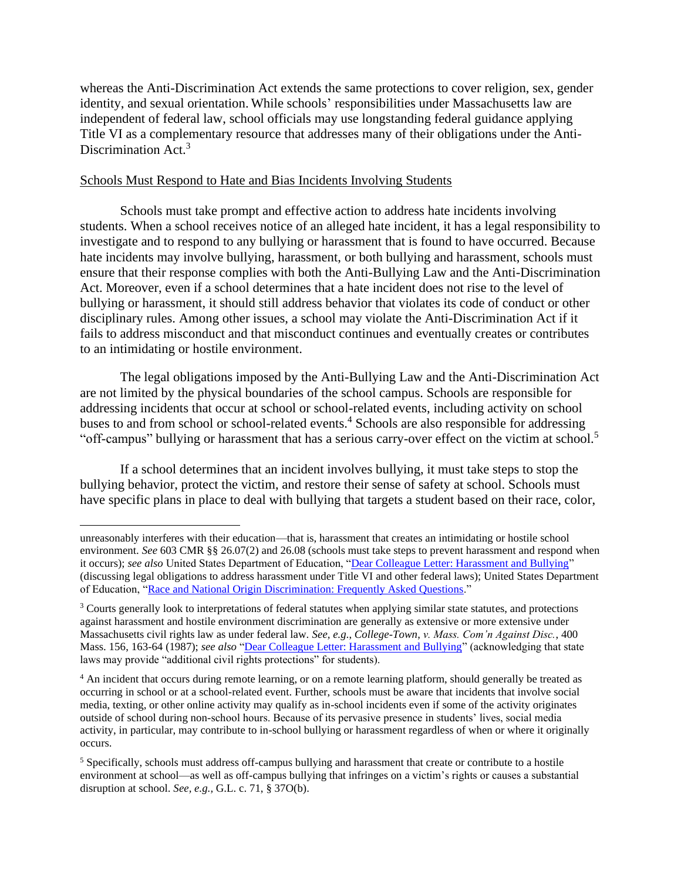whereas the Anti-Discrimination Act extends the same protections to cover religion, sex, gender identity, and sexual orientation. While schools' responsibilities under Massachusetts law are independent of federal law, school officials may use longstanding federal guidance applying Title VI as a complementary resource that addresses many of their obligations under the Anti-Discrimination Act.[3]

Schools Must Respond to Hate and Bias Incidents Involving Students

Schools must take prompt and effective action to address hate incidents involving students. When a school receives notice of an alleged hate incident, it has a legal responsibility to investigate and to respond to any bullying or harassment that is found to have occurred. Because hate incidents may involve bullying, harassment, or both bullying and harassment, schools must ensure that their response complies with both the Anti-Bullying Law and the Anti-Discrimination Act. Moreover, even if a school determines that a hate incident does not rise to the level of bullying or harassment, it should still address behavior that violates its code of conduct or other disciplinary rules. Among other issues, a school may violate the Anti-Discrimination Act if it fails to address misconduct and that misconduct continues and eventually creates or contributes to an intimidating or hostile environment.

The legal obligations imposed by the Anti-Bullying Law and the Anti-Discrimination Act are not limited by the physical boundaries of the school campus. Schools are responsible for addressing incidents that occur at school or school-related events, including activity on school buses to and from school or school-related events.[4] Schools are also responsible for addressing "off-campus" bullying or harassment that has a serious carry-over effect on the victim at school.[5]

If a school determines that an incident involves bullying, it must take steps to stop the bullying behavior, protect the victim, and restore their sense of safety at school. Schools must have specific plans in place to deal with bullying that targets a student based on their race, color,

---

unreasonably interferes with their education—that is, harassment that creates an intimidating or hostile school environment. *See* 603 CMR §§ 26.07(2) and 26.08 (schools must take steps to prevent harassment and respond when it occurs); *see also* United States Department of Education, "Dear Colleague Letter: Harassment and Bullying" (discussing legal obligations to address harassment under Title VI and other federal laws); United States Department of Education, "Race and National Origin Discrimination: Frequently Asked Questions."

[3] Courts generally look to interpretations of federal statutes when applying similar state statutes, and protections against harassment and hostile environment discrimination are generally as extensive or more extensive under Massachusetts civil rights law as under federal law. *See, e.g.*, *College-Town*, *v. Mass. Com'n Against Disc.*, 400 Mass. 156, 163-64 (1987); *see also* "Dear Colleague Letter: Harassment and Bullying" (acknowledging that state laws may provide "additional civil rights protections" for students).

[4] An incident that occurs during remote learning, or on a remote learning platform, should generally be treated as occurring in school or at a school-related event. Further, schools must be aware that incidents that involve social media, texting, or other online activity may qualify as in-school incidents even if some of the activity originates outside of school during non-school hours. Because of its pervasive presence in students' lives, social media activity, in particular, may contribute to in-school bullying or harassment regardless of when or where it originally occurs.

[5] Specifically, schools must address off-campus bullying and harassment that create or contribute to a hostile environment at school—as well as off-campus bullying that infringes on a victim's rights or causes a substantial disruption at school. *See, e.g.*, G.L. c. 71, § 37O(b).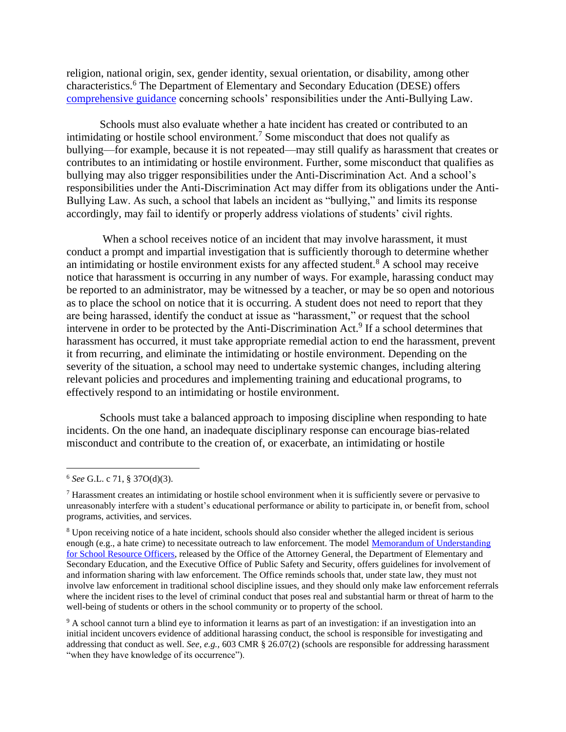religion, national origin, sex, gender identity, sexual orientation, or disability, among other characteristics.[6] The Department of Elementary and Secondary Education (DESE) offers [comprehensive guidance]() concerning schools' responsibilities under the Anti-Bullying Law.

Schools must also evaluate whether a hate incident has created or contributed to an intimidating or hostile school environment.[7] Some misconduct that does not qualify as bullying—for example, because it is not repeated—may still qualify as harassment that creates or contributes to an intimidating or hostile environment. Further, some misconduct that qualifies as bullying may also trigger responsibilities under the Anti-Discrimination Act. And a school's responsibilities under the Anti-Discrimination Act may differ from its obligations under the Anti-Bullying Law. As such, a school that labels an incident as "bullying," and limits its response accordingly, may fail to identify or properly address violations of students' civil rights.

When a school receives notice of an incident that may involve harassment, it must conduct a prompt and impartial investigation that is sufficiently thorough to determine whether an intimidating or hostile environment exists for any affected student.[8] A school may receive notice that harassment is occurring in any number of ways. For example, harassing conduct may be reported to an administrator, may be witnessed by a teacher, or may be so open and notorious as to place the school on notice that it is occurring. A student does not need to report that they are being harassed, identify the conduct at issue as "harassment," or request that the school intervene in order to be protected by the Anti-Discrimination Act.[9] If a school determines that harassment has occurred, it must take appropriate remedial action to end the harassment, prevent it from recurring, and eliminate the intimidating or hostile environment. Depending on the severity of the situation, a school may need to undertake systemic changes, including altering relevant policies and procedures and implementing training and educational programs, to effectively respond to an intimidating or hostile environment.

Schools must take a balanced approach to imposing discipline when responding to hate incidents. On the one hand, an inadequate disciplinary response can encourage bias-related misconduct and contribute to the creation of, or exacerbate, an intimidating or hostile

---

[6] *See* G.L. c 71, § 37O(d)(3).

[7] Harassment creates an intimidating or hostile school environment when it is sufficiently severe or pervasive to unreasonably interfere with a student's educational performance or ability to participate in, or benefit from, school programs, activities, and services.

[8] Upon receiving notice of a hate incident, schools should also consider whether the alleged incident is serious enough (e.g., a hate crime) to necessitate outreach to law enforcement. The model [Memorandum of Understanding for School Resource Officers](), released by the Office of the Attorney General, the Department of Elementary and Secondary Education, and the Executive Office of Public Safety and Security, offers guidelines for involvement of and information sharing with law enforcement. The Office reminds schools that, under state law, they must not involve law enforcement in traditional school discipline issues, and they should only make law enforcement referrals where the incident rises to the level of criminal conduct that poses real and substantial harm or threat of harm to the well-being of students or others in the school community or to property of the school.

[9] A school cannot turn a blind eye to information it learns as part of an investigation: if an investigation into an initial incident uncovers evidence of additional harassing conduct, the school is responsible for investigating and addressing that conduct as well. *See, e.g.,* 603 CMR § 26.07(2) (schools are responsible for addressing harassment "when they have knowledge of its occurrence").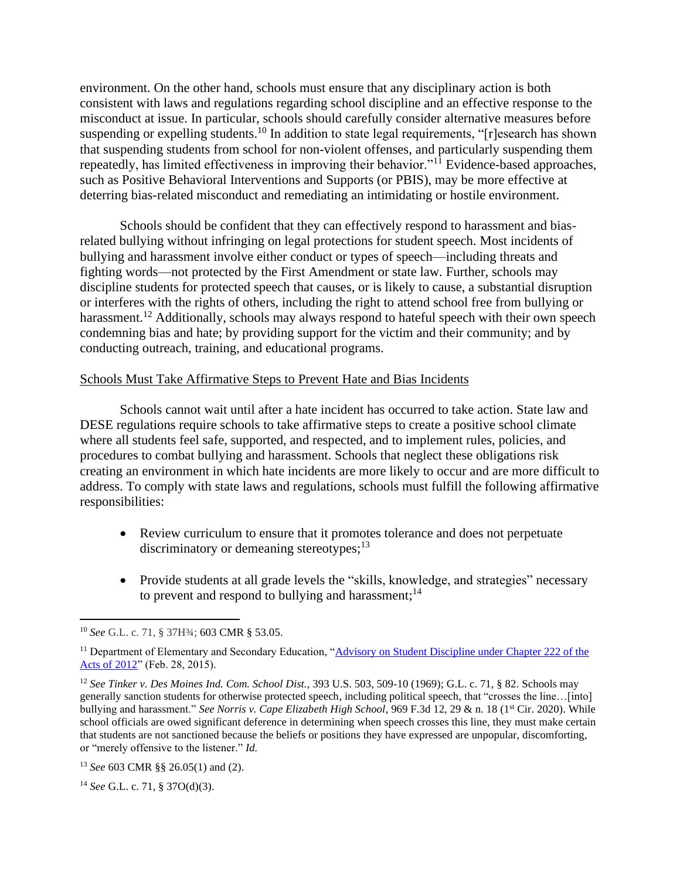environment. On the other hand, schools must ensure that any disciplinary action is both consistent with laws and regulations regarding school discipline and an effective response to the misconduct at issue. In particular, schools should carefully consider alternative measures before suspending or expelling students.[10] In addition to state legal requirements, "[r]esearch has shown that suspending students from school for non-violent offenses, and particularly suspending them repeatedly, has limited effectiveness in improving their behavior."[11] Evidence-based approaches, such as Positive Behavioral Interventions and Supports (or PBIS), may be more effective at deterring bias-related misconduct and remediating an intimidating or hostile environment.

Schools should be confident that they can effectively respond to harassment and bias-related bullying without infringing on legal protections for student speech. Most incidents of bullying and harassment involve either conduct or types of speech—including threats and fighting words—not protected by the First Amendment or state law. Further, schools may discipline students for protected speech that causes, or is likely to cause, a substantial disruption or interferes with the rights of others, including the right to attend school free from bullying or harassment.[12] Additionally, schools may always respond to hateful speech with their own speech condemning bias and hate; by providing support for the victim and their community; and by conducting outreach, training, and educational programs.

Schools Must Take Affirmative Steps to Prevent Hate and Bias Incidents

Schools cannot wait until after a hate incident has occurred to take action. State law and DESE regulations require schools to take affirmative steps to create a positive school climate where all students feel safe, supported, and respected, and to implement rules, policies, and procedures to combat bullying and harassment. Schools that neglect these obligations risk creating an environment in which hate incidents are more likely to occur and are more difficult to address. To comply with state laws and regulations, schools must fulfill the following affirmative responsibilities:

- Review curriculum to ensure that it promotes tolerance and does not perpetuate discriminatory or demeaning stereotypes;[13]

- Provide students at all grade levels the "skills, knowledge, and strategies" necessary to prevent and respond to bullying and harassment;[14]

---

[10] *See* G.L. c. 71, § 37H¾; 603 CMR § 53.05.

[11] Department of Elementary and Secondary Education, "Advisory on Student Discipline under Chapter 222 of the Acts of 2012" (Feb. 28, 2015).

[12] *See Tinker v. Des Moines Ind. Com. School Dist.*, 393 U.S. 503, 509-10 (1969); G.L. c. 71, § 82. Schools may generally sanction students for otherwise protected speech, including political speech, that "crosses the line…[into] bullying and harassment." *See Norris v. Cape Elizabeth High School*, 969 F.3d 12, 29 & n. 18 (1st Cir. 2020). While school officials are owed significant deference in determining when speech crosses this line, they must make certain that students are not sanctioned because the beliefs or positions they have expressed are unpopular, discomforting, or "merely offensive to the listener." *Id.*

[13] *See* 603 CMR §§ 26.05(1) and (2).

[14] *See* G.L. c. 71, § 37O(d)(3).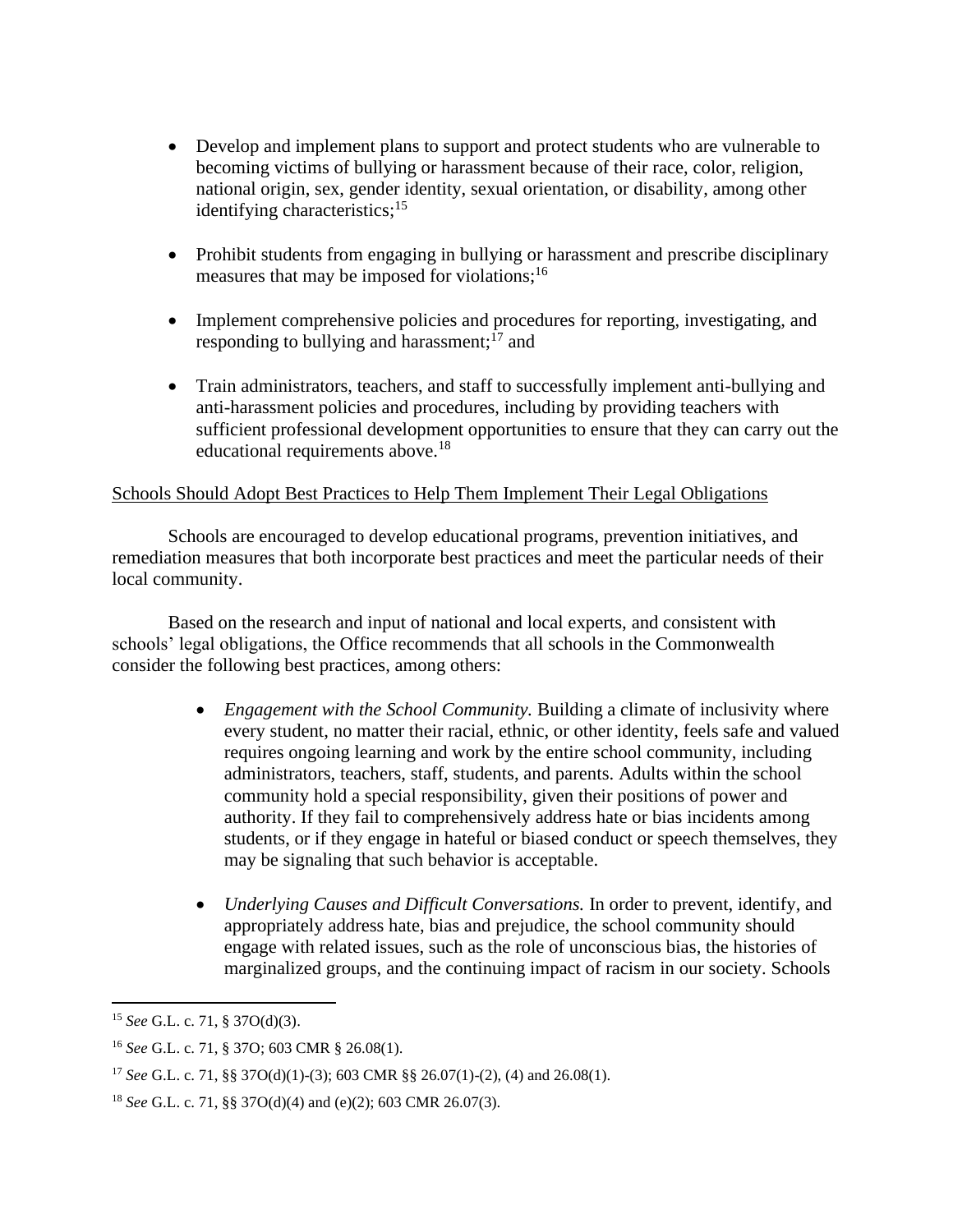- Develop and implement plans to support and protect students who are vulnerable to becoming victims of bullying or harassment because of their race, color, religion, national origin, sex, gender identity, sexual orientation, or disability, among other identifying characteristics;[15]

- Prohibit students from engaging in bullying or harassment and prescribe disciplinary measures that may be imposed for violations;[16]

- Implement comprehensive policies and procedures for reporting, investigating, and responding to bullying and harassment;[17] and

- Train administrators, teachers, and staff to successfully implement anti-bullying and anti-harassment policies and procedures, including by providing teachers with sufficient professional development opportunities to ensure that they can carry out the educational requirements above.[18]

<u>Schools Should Adopt Best Practices to Help Them Implement Their Legal Obligations</u>

Schools are encouraged to develop educational programs, prevention initiatives, and remediation measures that both incorporate best practices and meet the particular needs of their local community.

Based on the research and input of national and local experts, and consistent with schools' legal obligations, the Office recommends that all schools in the Commonwealth consider the following best practices, among others:

- *Engagement with the School Community.* Building a climate of inclusivity where every student, no matter their racial, ethnic, or other identity, feels safe and valued requires ongoing learning and work by the entire school community, including administrators, teachers, staff, students, and parents. Adults within the school community hold a special responsibility, given their positions of power and authority. If they fail to comprehensively address hate or bias incidents among students, or if they engage in hateful or biased conduct or speech themselves, they may be signaling that such behavior is acceptable.

- *Underlying Causes and Difficult Conversations.* In order to prevent, identify, and appropriately address hate, bias and prejudice, the school community should engage with related issues, such as the role of unconscious bias, the histories of marginalized groups, and the continuing impact of racism in our society. Schools

---

[15] *See* G.L. c. 71, § 37O(d)(3).

[16] *See* G.L. c. 71, § 37O; 603 CMR § 26.08(1).

[17] *See* G.L. c. 71, §§ 37O(d)(1)-(3); 603 CMR §§ 26.07(1)-(2), (4) and 26.08(1).

[18] *See* G.L. c. 71, §§ 37O(d)(4) and (e)(2); 603 CMR 26.07(3).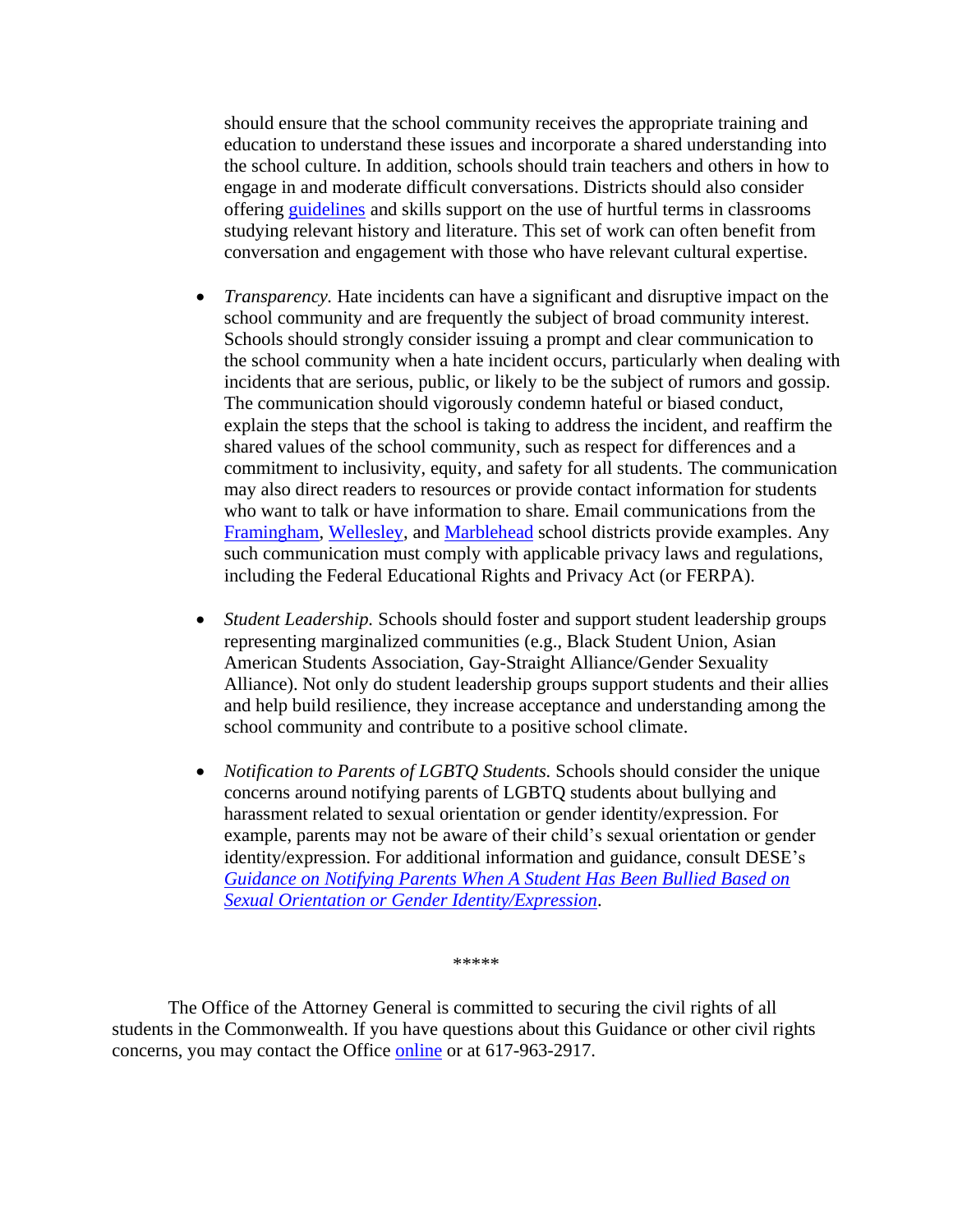should ensure that the school community receives the appropriate training and education to understand these issues and incorporate a shared understanding into the school culture. In addition, schools should train teachers and others in how to engage in and moderate difficult conversations. Districts should also consider offering guidelines and skills support on the use of hurtful terms in classrooms studying relevant history and literature. This set of work can often benefit from conversation and engagement with those who have relevant cultural expertise.

- *Transparency.* Hate incidents can have a significant and disruptive impact on the school community and are frequently the subject of broad community interest. Schools should strongly consider issuing a prompt and clear communication to the school community when a hate incident occurs, particularly when dealing with incidents that are serious, public, or likely to be the subject of rumors and gossip. The communication should vigorously condemn hateful or biased conduct, explain the steps that the school is taking to address the incident, and reaffirm the shared values of the school community, such as respect for differences and a commitment to inclusivity, equity, and safety for all students. The communication may also direct readers to resources or provide contact information for students who want to talk or have information to share. Email communications from the Framingham, Wellesley, and Marblehead school districts provide examples. Any such communication must comply with applicable privacy laws and regulations, including the Federal Educational Rights and Privacy Act (or FERPA).

- *Student Leadership.* Schools should foster and support student leadership groups representing marginalized communities (e.g., Black Student Union, Asian American Students Association, Gay-Straight Alliance/Gender Sexuality Alliance). Not only do student leadership groups support students and their allies and help build resilience, they increase acceptance and understanding among the school community and contribute to a positive school climate.

- *Notification to Parents of LGBTQ Students.* Schools should consider the unique concerns around notifying parents of LGBTQ students about bullying and harassment related to sexual orientation or gender identity/expression. For example, parents may not be aware of their child's sexual orientation or gender identity/expression. For additional information and guidance, consult DESE's *Guidance on Notifying Parents When A Student Has Been Bullied Based on Sexual Orientation or Gender Identity/Expression*.

*****

The Office of the Attorney General is committed to securing the civil rights of all students in the Commonwealth. If you have questions about this Guidance or other civil rights concerns, you may contact the Office online or at 617-963-2917.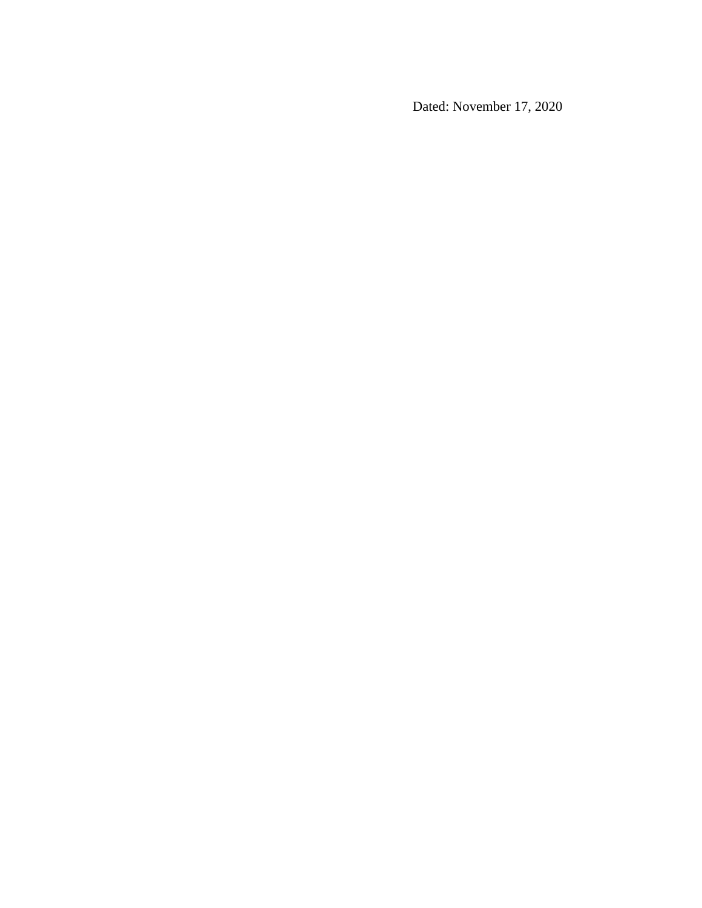Dated: November 17, 2020